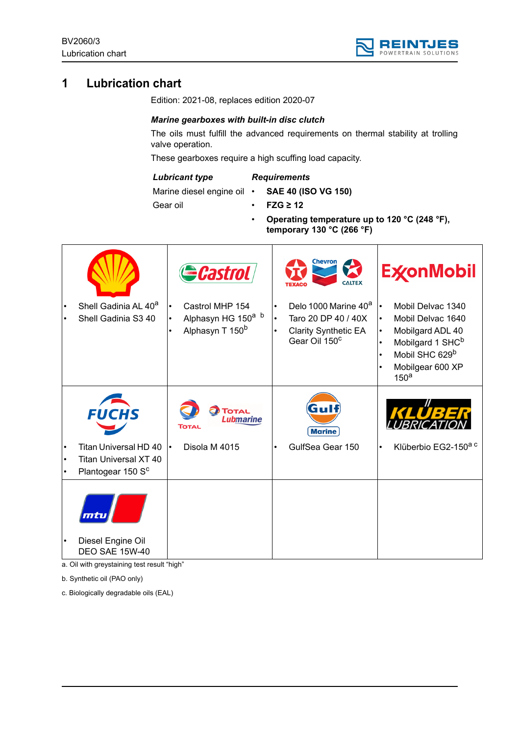# 1 Lubrication chart

Edition: 2021-08, replaces edition 2020-07

***Marine gearboxes with built-in disc clutch***

The oils must fulfill the advanced requirements on thermal stability at trolling valve operation.

These gearboxes require a high scuffing load capacity.

| *Lubricant type* | *Requirements* |
|---|---|
| Marine diesel engine oil | • **SAE 40 (ISO VG 150)** |
| Gear oil | • **FZG ≥ 12** |
| | • **Operating temperature up to 120 °C (248 °F), temporary 130 °C (266 °F)** |

| Shell | Castrol | Texaco / Chevron / Caltex | ExxonMobil |
|---|---|---|---|
| • Shell Gadinia AL 40[a]<br>• Shell Gadinia S3 40 | • Castrol MHP 154<br>• Alphasyn HG 150[a] [b]<br>• Alphasyn T 150[b] | • Delo 1000 Marine 40[a]<br>• Taro 20 DP 40 / 40X<br>• Clarity Synthetic EA Gear Oil 150[c] | • Mobil Delvac 1340<br>• Mobil Delvac 1640<br>• Mobilgard ADL 40<br>• Mobilgard 1 SHC[b]<br>• Mobil SHC 629[b]<br>• Mobilgear 600 XP 150[a] |
| **Fuchs** | **Total / Total Lubmarine** | **Gulf Marine** | **Klüber Lubrication** |
| • Titan Universal HD 40<br>• Titan Universal XT 40<br>• Plantogear 150 S[c] | • Disola M 4015 | • GulfSea Gear 150 | • Klüberbio EG2-150[a] [c] |
| **mtu** | | | |
| • Diesel Engine Oil DEO SAE 15W-40 | | | |

a. Oil with greystaining test result "high"

b. Synthetic oil (PAO only)

c. Biologically degradable oils (EAL)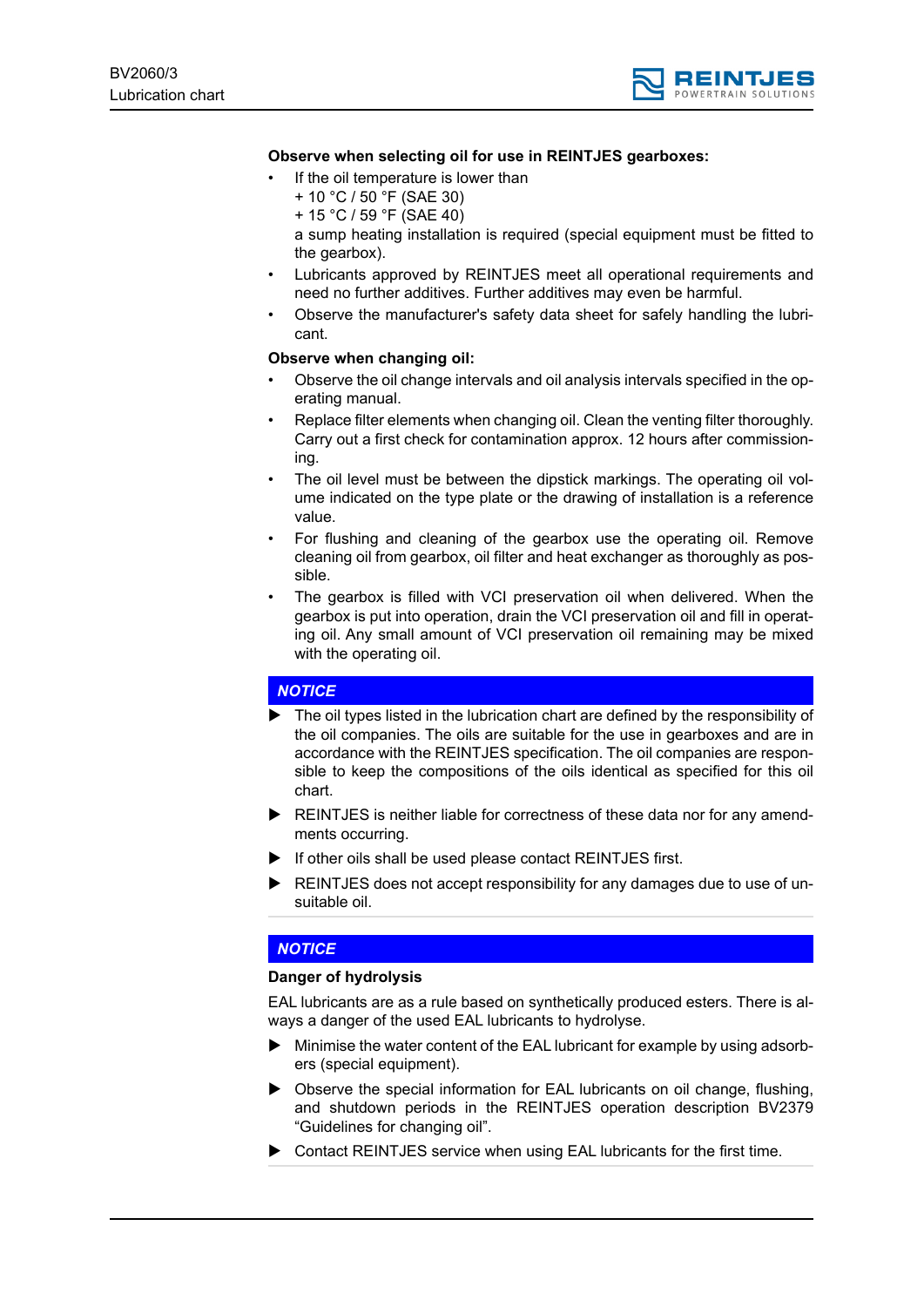**Observe when selecting oil for use in REINTJES gearboxes:**

- If the oil temperature is lower than
  + 10 °C / 50 °F (SAE 30)
  + 15 °C / 59 °F (SAE 40)
  a sump heating installation is required (special equipment must be fitted to the gearbox).
- Lubricants approved by REINTJES meet all operational requirements and need no further additives. Further additives may even be harmful.
- Observe the manufacturer's safety data sheet for safely handling the lubricant.

**Observe when changing oil:**

- Observe the oil change intervals and oil analysis intervals specified in the operating manual.
- Replace filter elements when changing oil. Clean the venting filter thoroughly. Carry out a first check for contamination approx. 12 hours after commissioning.
- The oil level must be between the dipstick markings. The operating oil volume indicated on the type plate or the drawing of installation is a reference value.
- For flushing and cleaning of the gearbox use the operating oil. Remove cleaning oil from gearbox, oil filter and heat exchanger as thoroughly as possible.
- The gearbox is filled with VCI preservation oil when delivered. When the gearbox is put into operation, drain the VCI preservation oil and fill in operating oil. Any small amount of VCI preservation oil remaining may be mixed with the operating oil.

***NOTICE***

- ▶ The oil types listed in the lubrication chart are defined by the responsibility of the oil companies. The oils are suitable for the use in gearboxes and are in accordance with the REINTJES specification. The oil companies are responsible to keep the compositions of the oils identical as specified for this oil chart.
- ▶ REINTJES is neither liable for correctness of these data nor for any amendments occurring.
- ▶ If other oils shall be used please contact REINTJES first.
- ▶ REINTJES does not accept responsibility for any damages due to use of unsuitable oil.

***NOTICE***

**Danger of hydrolysis**

EAL lubricants are as a rule based on synthetically produced esters. There is always a danger of the used EAL lubricants to hydrolyse.

- ▶ Minimise the water content of the EAL lubricant for example by using adsorbers (special equipment).
- ▶ Observe the special information for EAL lubricants on oil change, flushing, and shutdown periods in the REINTJES operation description BV2379 “Guidelines for changing oil”.
- ▶ Contact REINTJES service when using EAL lubricants for the first time.